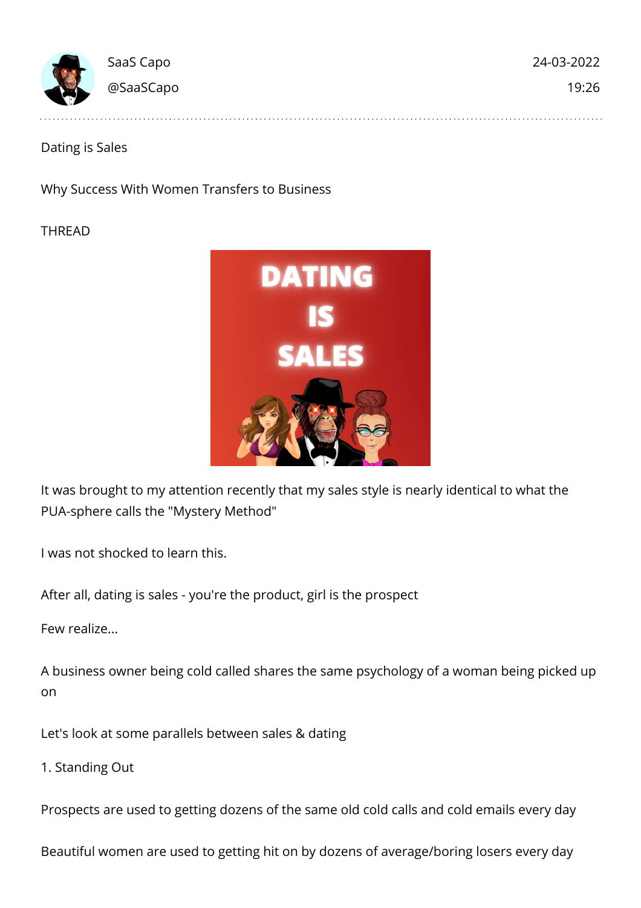SaaS Capo
@SaaSCapo

24-03-2022
19:26

Dating is Sales

Why Success With Women Transfers to Business

THREAD

It was brought to my attention recently that my sales style is nearly identical to what the PUA-sphere calls the "Mystery Method"

I was not shocked to learn this.

After all, dating is sales - you're the product, girl is the prospect

Few realize...

A business owner being cold called shares the same psychology of a woman being picked up on

Let's look at some parallels between sales & dating

1. Standing Out

Prospects are used to getting dozens of the same old cold calls and cold emails every day

Beautiful women are used to getting hit on by dozens of average/boring losers every day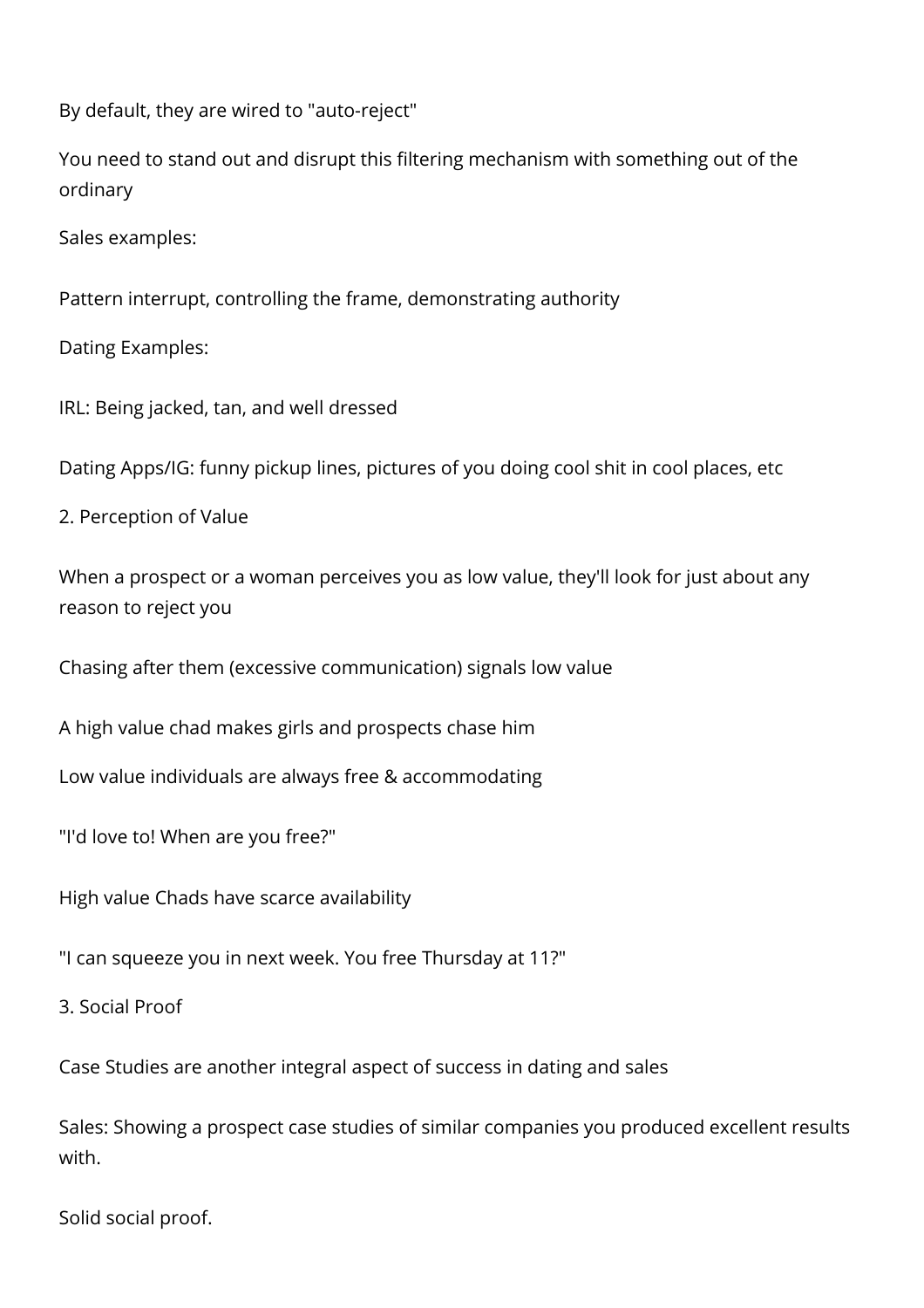By default, they are wired to "auto-reject"

You need to stand out and disrupt this filtering mechanism with something out of the ordinary

Sales examples:

Pattern interrupt, controlling the frame, demonstrating authority

Dating Examples:

IRL: Being jacked, tan, and well dressed

Dating Apps/IG: funny pickup lines, pictures of you doing cool shit in cool places, etc

2. Perception of Value

When a prospect or a woman perceives you as low value, they'll look for just about any reason to reject you

Chasing after them (excessive communication) signals low value

A high value chad makes girls and prospects chase him

Low value individuals are always free & accommodating

"I'd love to! When are you free?"

High value Chads have scarce availability

"I can squeeze you in next week. You free Thursday at 11?"

3. Social Proof

Case Studies are another integral aspect of success in dating and sales

Sales: Showing a prospect case studies of similar companies you produced excellent results with.

Solid social proof.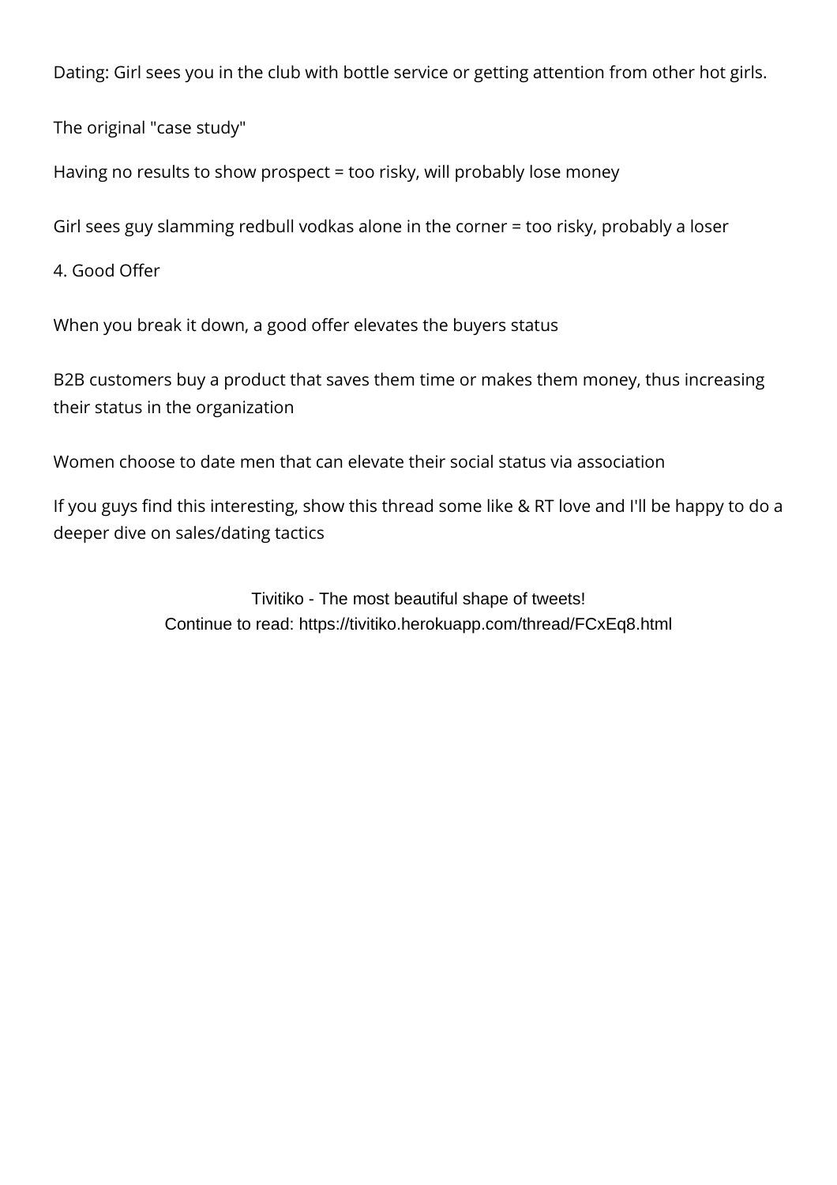Dating: Girl sees you in the club with bottle service or getting attention from other hot girls.

The original "case study"

Having no results to show prospect = too risky, will probably lose money

Girl sees guy slamming redbull vodkas alone in the corner = too risky, probably a loser

4. Good Offer

When you break it down, a good offer elevates the buyers status

B2B customers buy a product that saves them time or makes them money, thus increasing their status in the organization

Women choose to date men that can elevate their social status via association

If you guys find this interesting, show this thread some like & RT love and I'll be happy to do a deeper dive on sales/dating tactics

Tivitiko - The most beautiful shape of tweets!
Continue to read: https://tivitiko.herokuapp.com/thread/FCxEq8.html